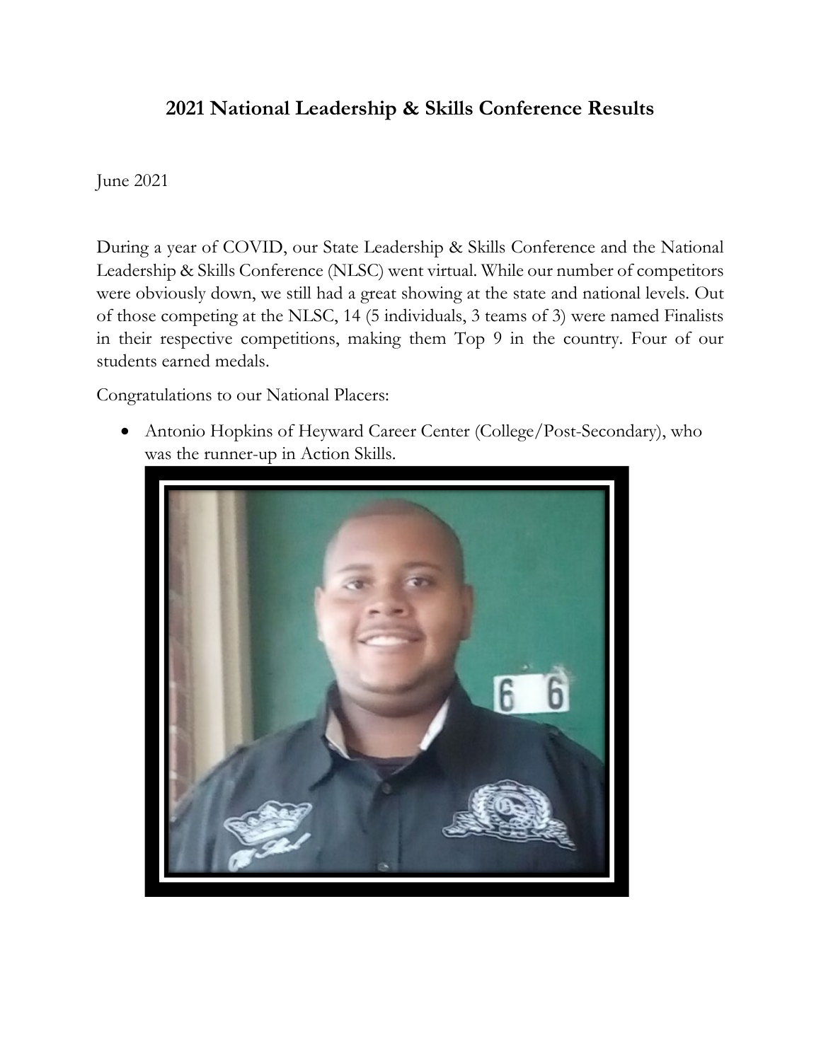# 2021 National Leadership & Skills Conference Results

June 2021

During a year of COVID, our State Leadership & Skills Conference and the National Leadership & Skills Conference (NLSC) went virtual. While our number of competitors were obviously down, we still had a great showing at the state and national levels. Out of those competing at the NLSC, 14 (5 individuals, 3 teams of 3) were named Finalists in their respective competitions, making them Top 9 in the country. Four of our students earned medals.

Congratulations to our National Placers:

- Antonio Hopkins of Heyward Career Center (College/Post-Secondary), who was the runner-up in Action Skills.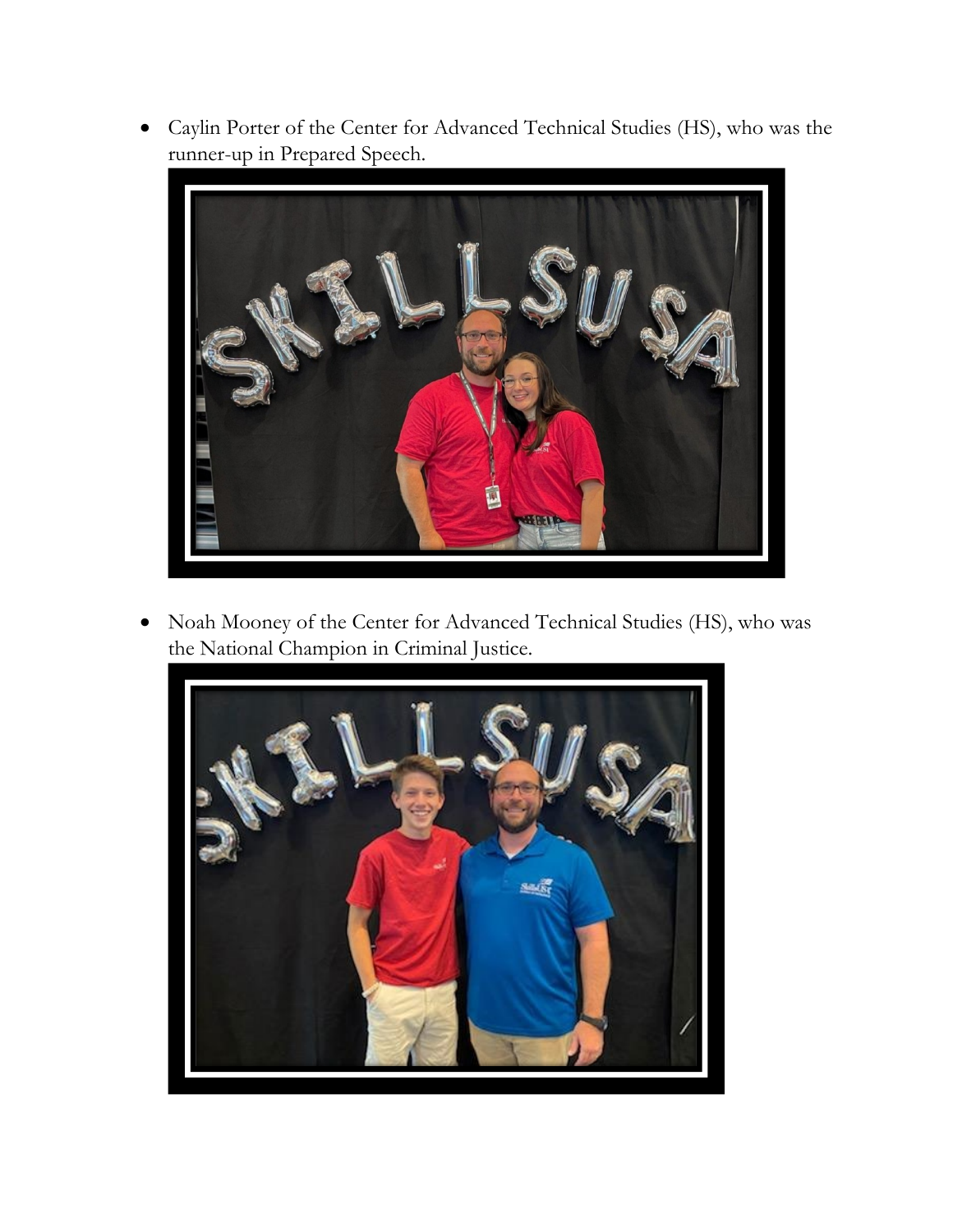- Caylin Porter of the Center for Advanced Technical Studies (HS), who was the runner-up in Prepared Speech.

- Noah Mooney of the Center for Advanced Technical Studies (HS), who was the National Champion in Criminal Justice.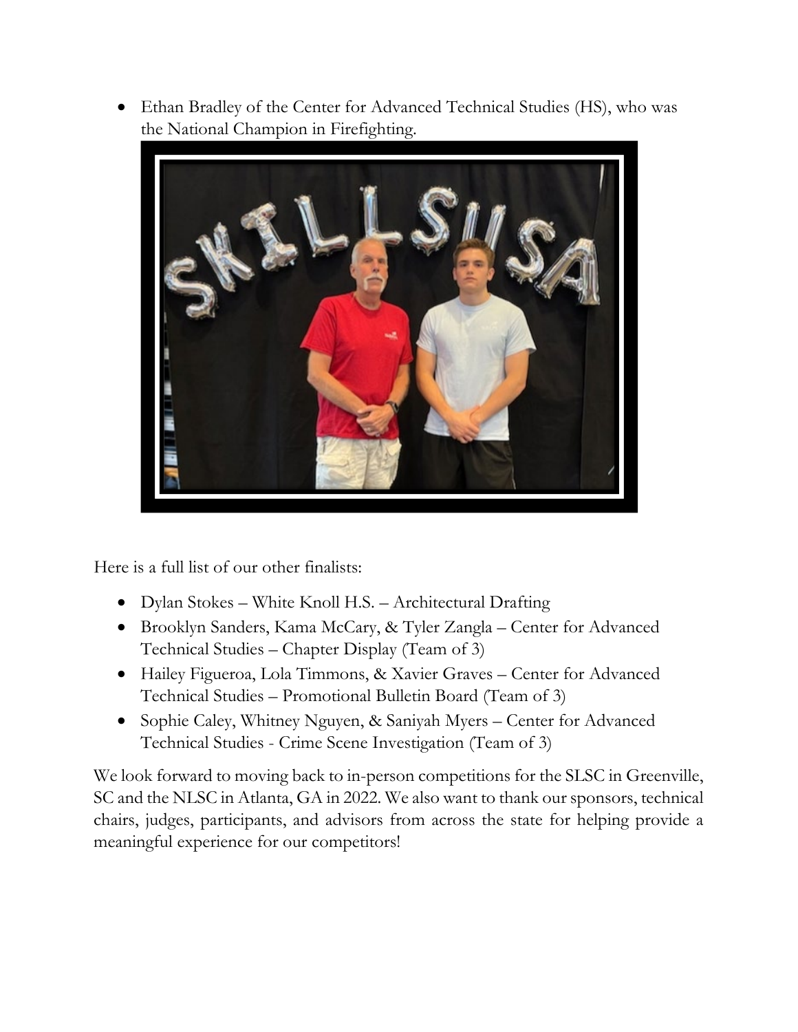- Ethan Bradley of the Center for Advanced Technical Studies (HS), who was the National Champion in Firefighting.

Here is a full list of our other finalists:

- Dylan Stokes – White Knoll H.S. – Architectural Drafting
- Brooklyn Sanders, Kama McCary, & Tyler Zangla – Center for Advanced Technical Studies – Chapter Display (Team of 3)
- Hailey Figueroa, Lola Timmons, & Xavier Graves – Center for Advanced Technical Studies – Promotional Bulletin Board (Team of 3)
- Sophie Caley, Whitney Nguyen, & Saniyah Myers – Center for Advanced Technical Studies - Crime Scene Investigation (Team of 3)

We look forward to moving back to in-person competitions for the SLSC in Greenville, SC and the NLSC in Atlanta, GA in 2022. We also want to thank our sponsors, technical chairs, judges, participants, and advisors from across the state for helping provide a meaningful experience for our competitors!